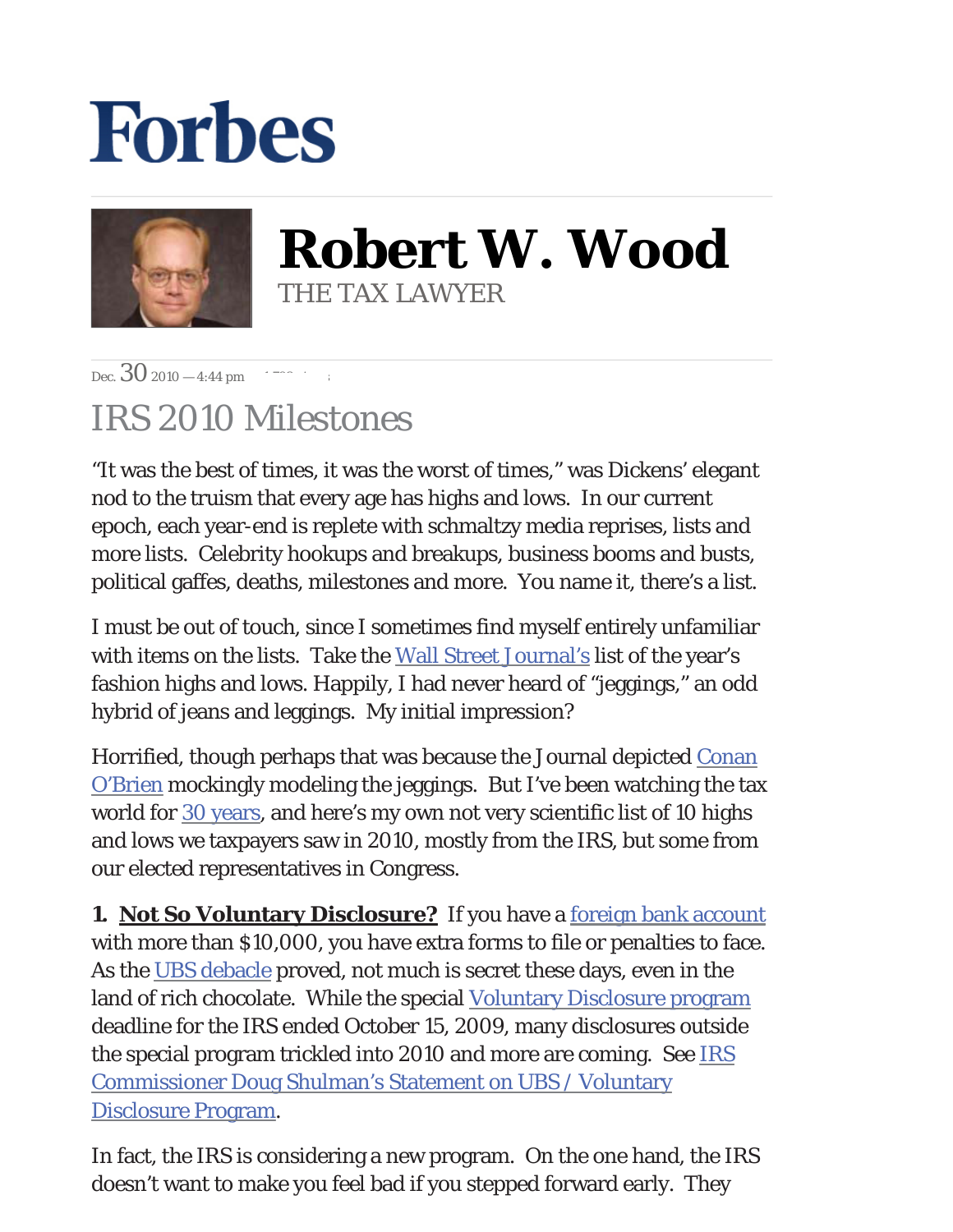# Forbes

## Robert W. Wood

THE TAX LAWYER

Dec. 30 2010 — 4:44 pm

# IRS 2010 Milestones

"It was the best of times, it was the worst of times," was Dickens' elegant nod to the truism that every age has highs and lows. In our current epoch, each year-end is replete with schmaltzy media reprises, lists and more lists. Celebrity hookups and breakups, business booms and busts, political gaffes, deaths, milestones and more. You name it, there's a list.

I must be out of touch, since I sometimes find myself entirely unfamiliar with items on the lists. Take the Wall Street Journal's list of the year's fashion highs and lows. Happily, I had never heard of "jeggings," an odd hybrid of jeans and leggings. My initial impression?

Horrified, though perhaps that was because the Journal depicted Conan O'Brien mockingly modeling the jeggings. But I've been watching the tax world for 30 years, and here's my own not very scientific list of 10 highs and lows we taxpayers saw in 2010, mostly from the IRS, but some from our elected representatives in Congress.

**1. Not So Voluntary Disclosure?** If you have a foreign bank account with more than $10,000, you have extra forms to file or penalties to face. As the UBS debacle proved, not much is secret these days, even in the land of rich chocolate. While the special Voluntary Disclosure program deadline for the IRS ended October 15, 2009, many disclosures outside the special program trickled into 2010 and more are coming. See IRS Commissioner Doug Shulman's Statement on UBS / Voluntary Disclosure Program.

In fact, the IRS is considering a new program. On the one hand, the IRS doesn't want to make you feel bad if you stepped forward early. They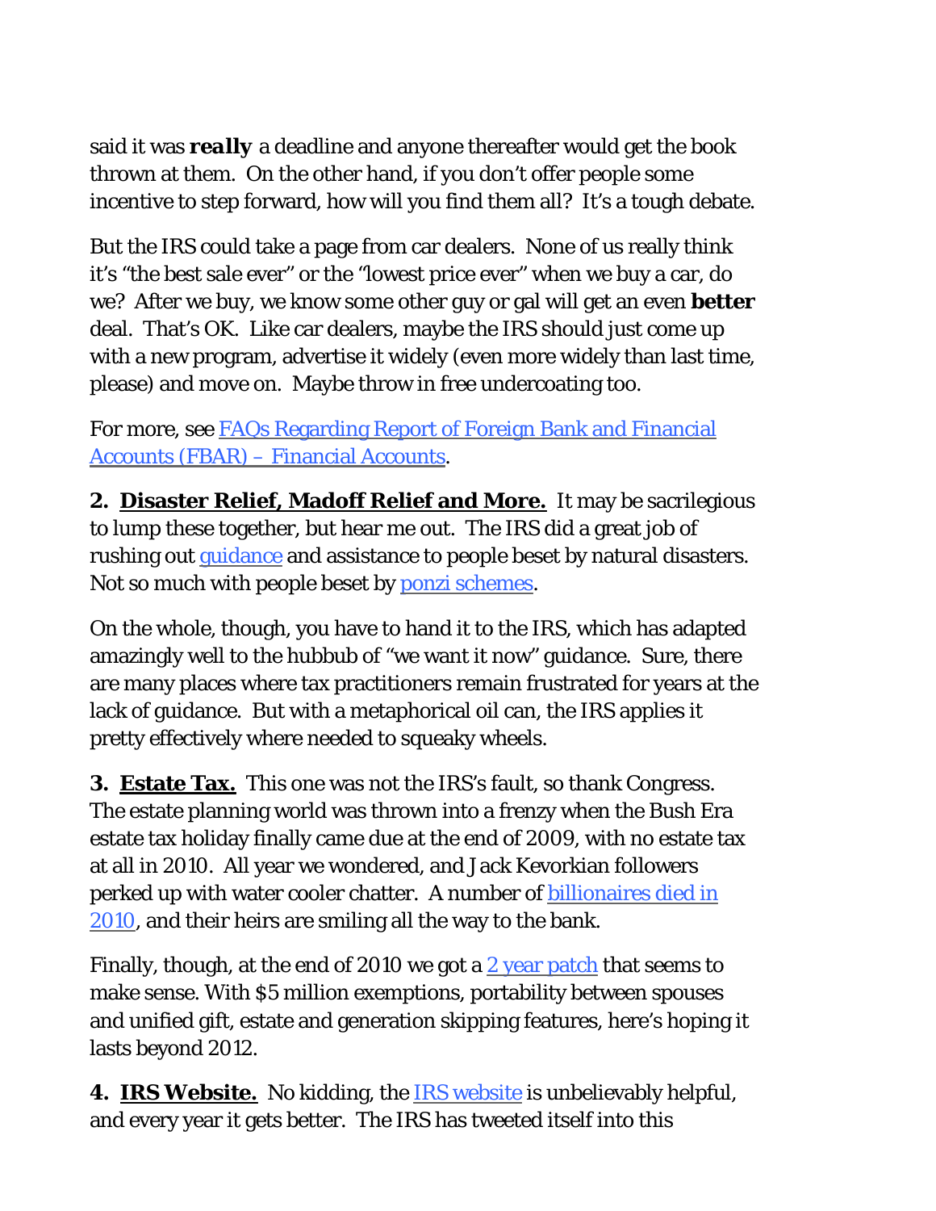said it was ***really*** a deadline and anyone thereafter would get the book thrown at them. On the other hand, if you don't offer people some incentive to step forward, how will you find them all? It's a tough debate.

But the IRS could take a page from car dealers. None of us really think it's "the best sale ever" or the "lowest price ever" when we buy a car, do we? After we buy, we know some other guy or gal will get an even **better** deal. That's OK. Like car dealers, maybe the IRS should just come up with a new program, advertise it widely (even more widely than last time, please) and move on. Maybe throw in free undercoating too.

For more, see [FAQs Regarding Report of Foreign Bank and Financial Accounts (FBAR) – Financial Accounts](#).

**2. Disaster Relief, Madoff Relief and More.** It may be sacrilegious to lump these together, but hear me out. The IRS did a great job of rushing out [guidance](#) and assistance to people beset by natural disasters. Not so much with people beset by [ponzi schemes](#).

On the whole, though, you have to hand it to the IRS, which has adapted amazingly well to the hubbub of "we want it now" guidance. Sure, there are many places where tax practitioners remain frustrated for years at the lack of guidance. But with a metaphorical oil can, the IRS applies it pretty effectively where needed to squeaky wheels.

**3. Estate Tax.** This one was not the IRS's fault, so thank Congress. The estate planning world was thrown into a frenzy when the Bush Era estate tax holiday finally came due at the end of 2009, with no estate tax at all in 2010. All year we wondered, and Jack Kevorkian followers perked up with water cooler chatter. A number of [billionaires died in 2010](#), and their heirs are smiling all the way to the bank.

Finally, though, at the end of 2010 we got a [2 year patch](#) that seems to make sense. With $5 million exemptions, portability between spouses and unified gift, estate and generation skipping features, here's hoping it lasts beyond 2012.

**4. IRS Website.** No kidding, the [IRS website](#) is unbelievably helpful, and every year it gets better. The IRS has tweeted itself into this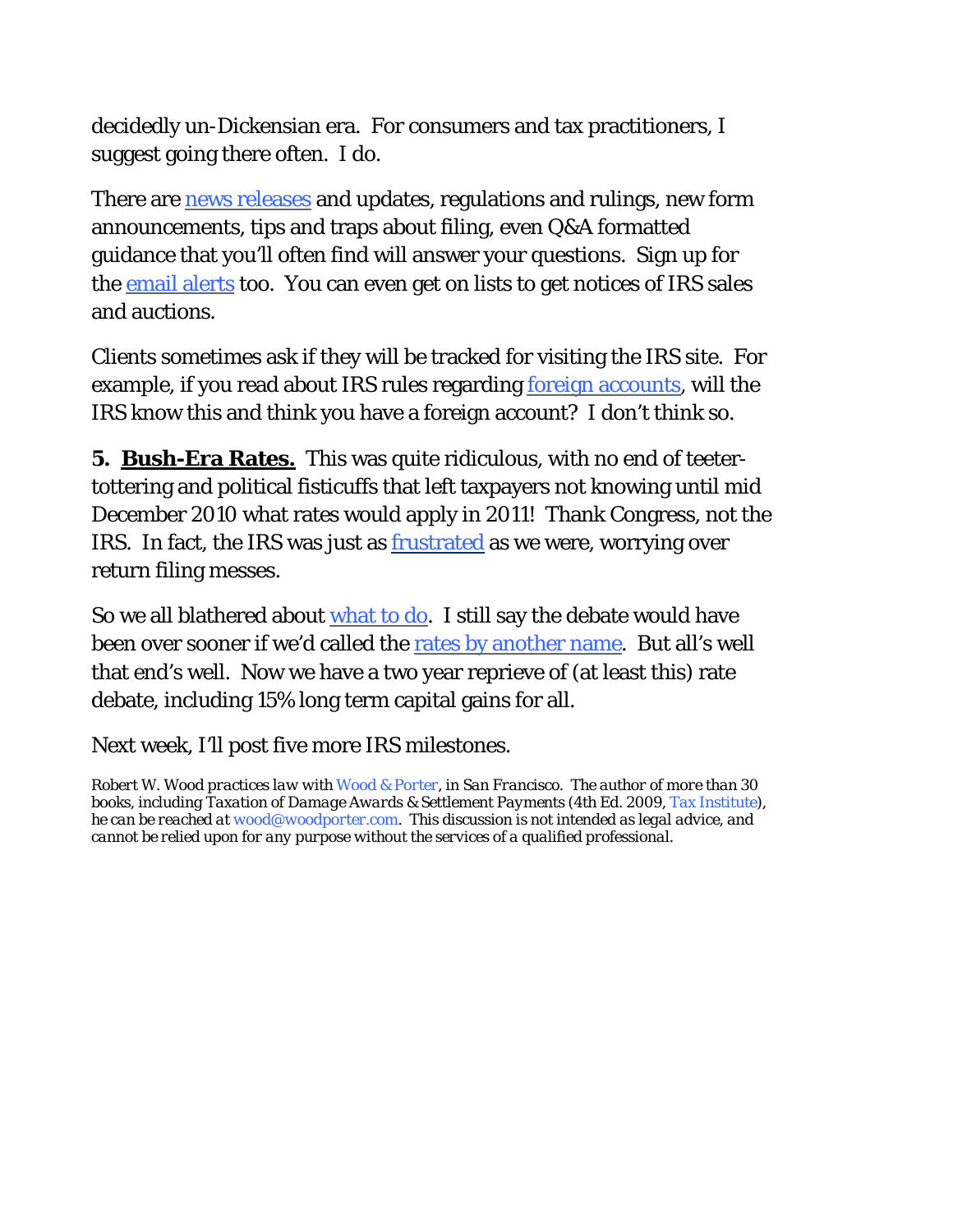decidedly un-Dickensian era. For consumers and tax practitioners, I suggest going there often. I do.

There are news releases and updates, regulations and rulings, new form announcements, tips and traps about filing, even Q&A formatted guidance that you'll often find will answer your questions. Sign up for the email alerts too. You can even get on lists to get notices of IRS sales and auctions.

Clients sometimes ask if they will be tracked for visiting the IRS site. For example, if you read about IRS rules regarding foreign accounts, will the IRS know this and think you have a foreign account? I don't think so.

**5. <u>Bush-Era Rates.</u>** This was quite ridiculous, with no end of teeter-tottering and political fisticuffs that left taxpayers not knowing until mid December 2010 what rates would apply in 2011! Thank Congress, not the IRS. In fact, the IRS was just as frustrated as we were, worrying over return filing messes.

So we all blathered about what to do. I still say the debate would have been over sooner if we'd called the rates by another name. But all's well that end's well. Now we have a two year reprieve of (at least this) rate debate, including 15% long term capital gains for all.

Next week, I'll post five more IRS milestones.

*Robert W. Wood practices law with Wood & Porter, in San Francisco. The author of more than 30 books, including Taxation of Damage Awards & Settlement Payments (4th Ed. 2009, Tax Institute), he can be reached at wood@woodporter.com. This discussion is not intended as legal advice, and cannot be relied upon for any purpose without the services of a qualified professional.*